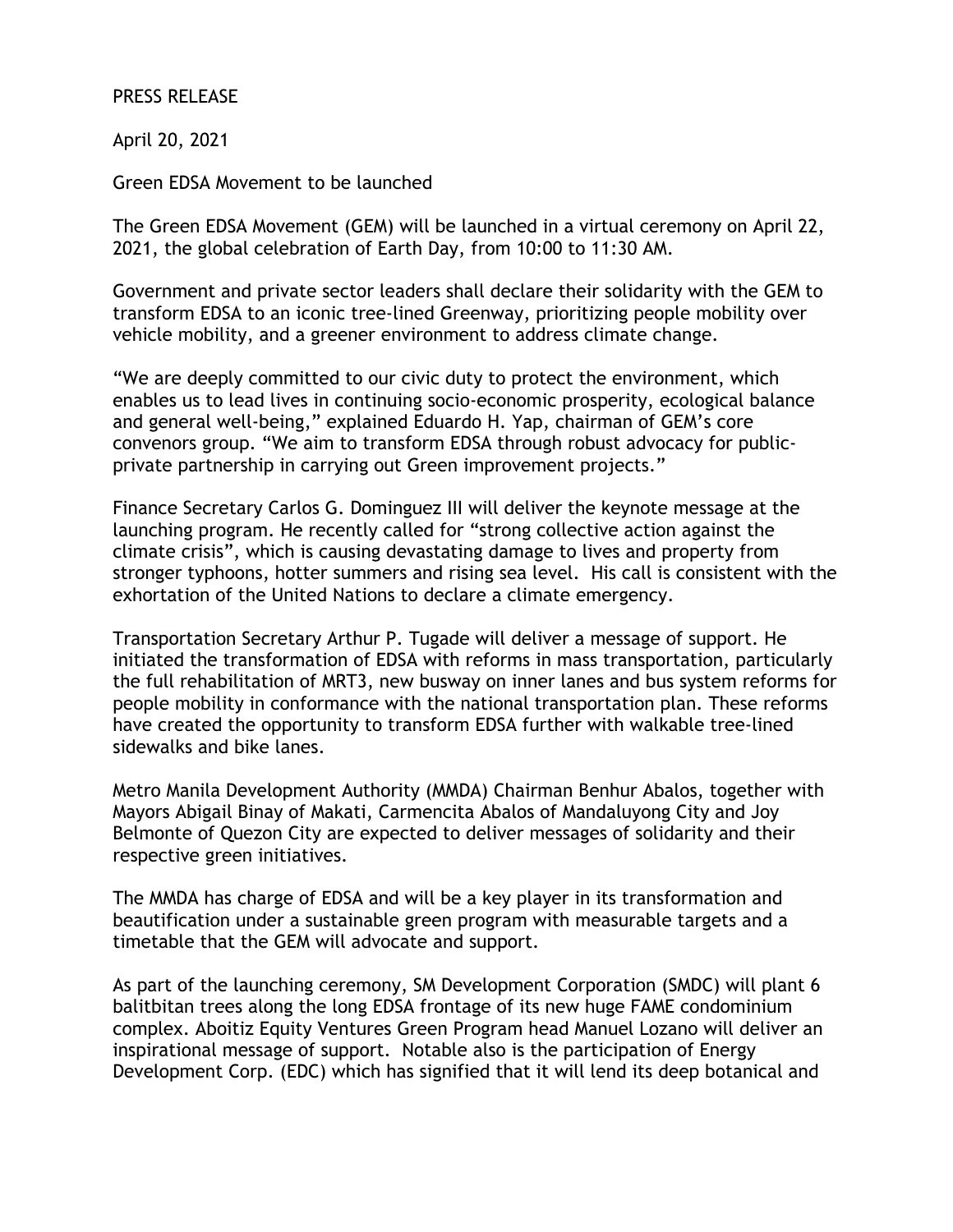PRESS RELEASE

April 20, 2021

Green EDSA Movement to be launched

The Green EDSA Movement (GEM) will be launched in a virtual ceremony on April 22, 2021, the global celebration of Earth Day, from 10:00 to 11:30 AM.

Government and private sector leaders shall declare their solidarity with the GEM to transform EDSA to an iconic tree-lined Greenway, prioritizing people mobility over vehicle mobility, and a greener environment to address climate change.

"We are deeply committed to our civic duty to protect the environment, which enables us to lead lives in continuing socio-economic prosperity, ecological balance and general well-being," explained Eduardo H. Yap, chairman of GEM's core convenors group. "We aim to transform EDSA through robust advocacy for public-private partnership in carrying out Green improvement projects."

Finance Secretary Carlos G. Dominguez III will deliver the keynote message at the launching program. He recently called for "strong collective action against the climate crisis", which is causing devastating damage to lives and property from stronger typhoons, hotter summers and rising sea level. His call is consistent with the exhortation of the United Nations to declare a climate emergency.

Transportation Secretary Arthur P. Tugade will deliver a message of support. He initiated the transformation of EDSA with reforms in mass transportation, particularly the full rehabilitation of MRT3, new busway on inner lanes and bus system reforms for people mobility in conformance with the national transportation plan. These reforms have created the opportunity to transform EDSA further with walkable tree-lined sidewalks and bike lanes.

Metro Manila Development Authority (MMDA) Chairman Benhur Abalos, together with Mayors Abigail Binay of Makati, Carmencita Abalos of Mandaluyong City and Joy Belmonte of Quezon City are expected to deliver messages of solidarity and their respective green initiatives.

The MMDA has charge of EDSA and will be a key player in its transformation and beautification under a sustainable green program with measurable targets and a timetable that the GEM will advocate and support.

As part of the launching ceremony, SM Development Corporation (SMDC) will plant 6 balitbitan trees along the long EDSA frontage of its new huge FAME condominium complex. Aboitiz Equity Ventures Green Program head Manuel Lozano will deliver an inspirational message of support. Notable also is the participation of Energy Development Corp. (EDC) which has signified that it will lend its deep botanical and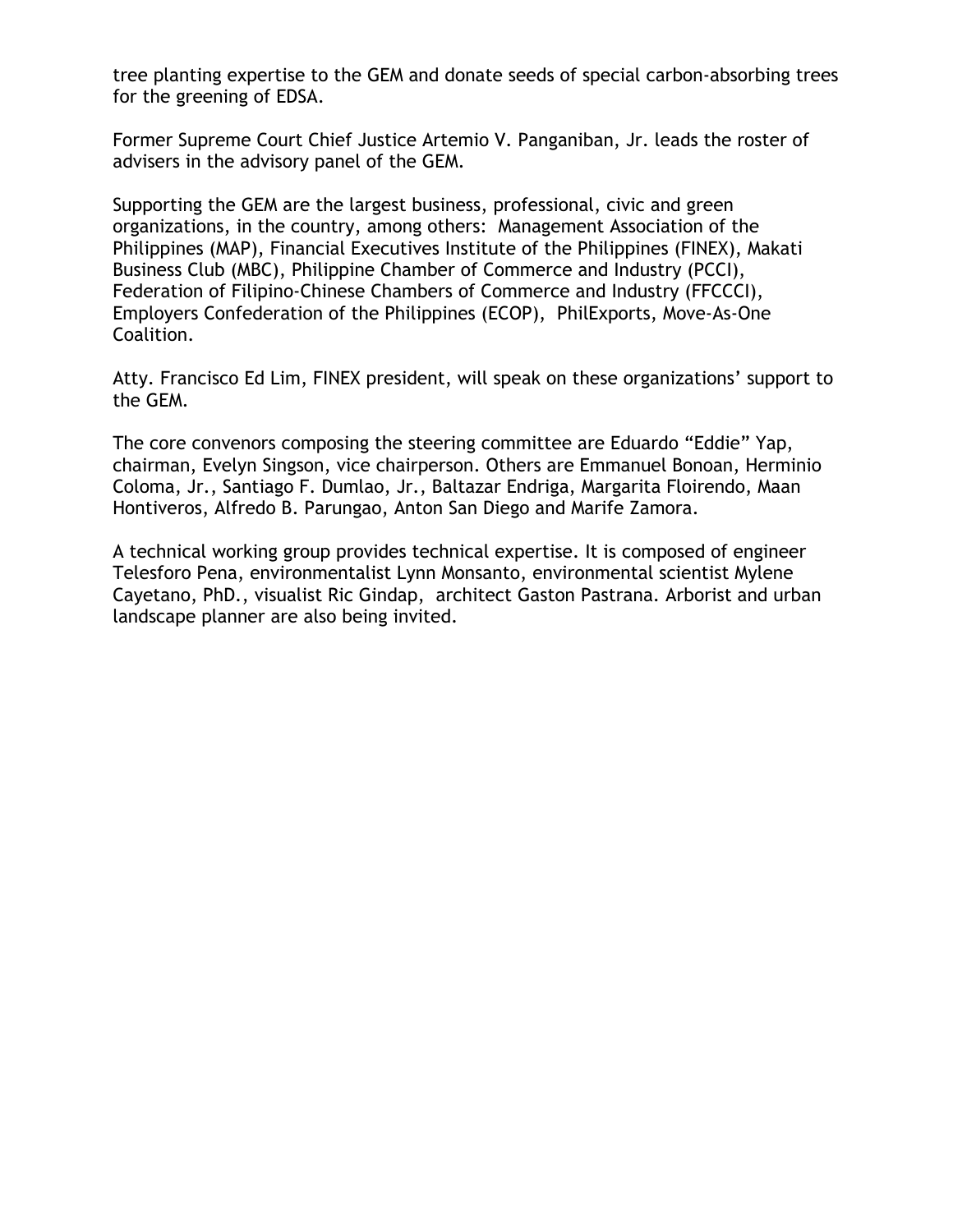tree planting expertise to the GEM and donate seeds of special carbon-absorbing trees for the greening of EDSA.

Former Supreme Court Chief Justice Artemio V. Panganiban, Jr. leads the roster of advisers in the advisory panel of the GEM.

Supporting the GEM are the largest business, professional, civic and green organizations, in the country, among others: Management Association of the Philippines (MAP), Financial Executives Institute of the Philippines (FINEX), Makati Business Club (MBC), Philippine Chamber of Commerce and Industry (PCCI), Federation of Filipino-Chinese Chambers of Commerce and Industry (FFCCCI), Employers Confederation of the Philippines (ECOP), PhilExports, Move-As-One Coalition.

Atty. Francisco Ed Lim, FINEX president, will speak on these organizations' support to the GEM.

The core convenors composing the steering committee are Eduardo "Eddie" Yap, chairman, Evelyn Singson, vice chairperson. Others are Emmanuel Bonoan, Herminio Coloma, Jr., Santiago F. Dumlao, Jr., Baltazar Endriga, Margarita Floirendo, Maan Hontiveros, Alfredo B. Parungao, Anton San Diego and Marife Zamora.

A technical working group provides technical expertise. It is composed of engineer Telesforo Pena, environmentalist Lynn Monsanto, environmental scientist Mylene Cayetano, PhD., visualist Ric Gindap, architect Gaston Pastrana. Arborist and urban landscape planner are also being invited.